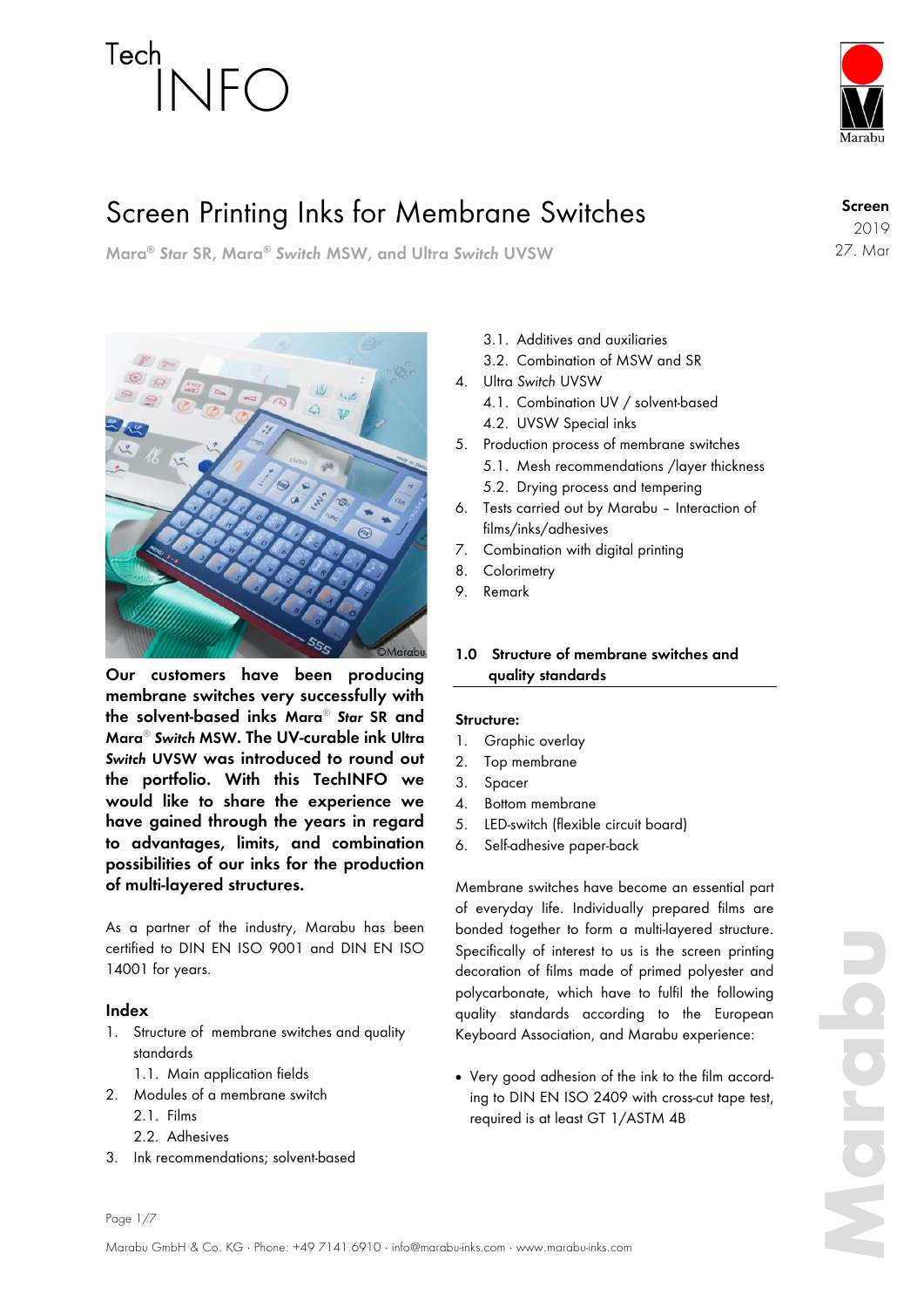Tech INFO

# Screen Printing Inks for Membrane Switches

**Mara® *Star* SR, Mara® *Switch* MSW, and Ultra *Switch* UVSW**

Screen
2019
27. Mar

**Our customers have been producing membrane switches very successfully with the solvent-based inks Mara® *Star* SR and Mara® *Switch* MSW. The UV-curable ink Ultra *Switch* UVSW was introduced to round out the portfolio. With this TechINFO we would like to share the experience we have gained through the years in regard to advantages, limits, and combination possibilities of our inks for the production of multi-layered structures.**

As a partner of the industry, Marabu has been certified to DIN EN ISO 9001 and DIN EN ISO 14001 for years.

### Index

1. Structure of membrane switches and quality standards
   1.1. Main application fields
2. Modules of a membrane switch
   2.1. Films
   2.2. Adhesives
3. Ink recommendations; solvent-based
   3.1. Additives and auxiliaries
   3.2. Combination of MSW and SR
4. Ultra *Switch* UVSW
   4.1. Combination UV / solvent-based
   4.2. UVSW Special inks
5. Production process of membrane switches
   5.1. Mesh recommendations /layer thickness
   5.2. Drying process and tempering
6. Tests carried out by Marabu – Interaction of films/inks/adhesives
7. Combination with digital printing
8. Colorimetry
9. Remark

## 1.0 Structure of membrane switches and quality standards

**Structure:**

1. Graphic overlay
2. Top membrane
3. Spacer
4. Bottom membrane
5. LED-switch (flexible circuit board)
6. Self-adhesive paper-back

Membrane switches have become an essential part of everyday life. Individually prepared films are bonded together to form a multi-layered structure. Specifically of interest to us is the screen printing decoration of films made of primed polyester and polycarbonate, which have to fulfil the following quality standards according to the European Keyboard Association, and Marabu experience:

- Very good adhesion of the ink to the film according to DIN EN ISO 2409 with cross-cut tape test, required is at least GT 1/ASTM 4B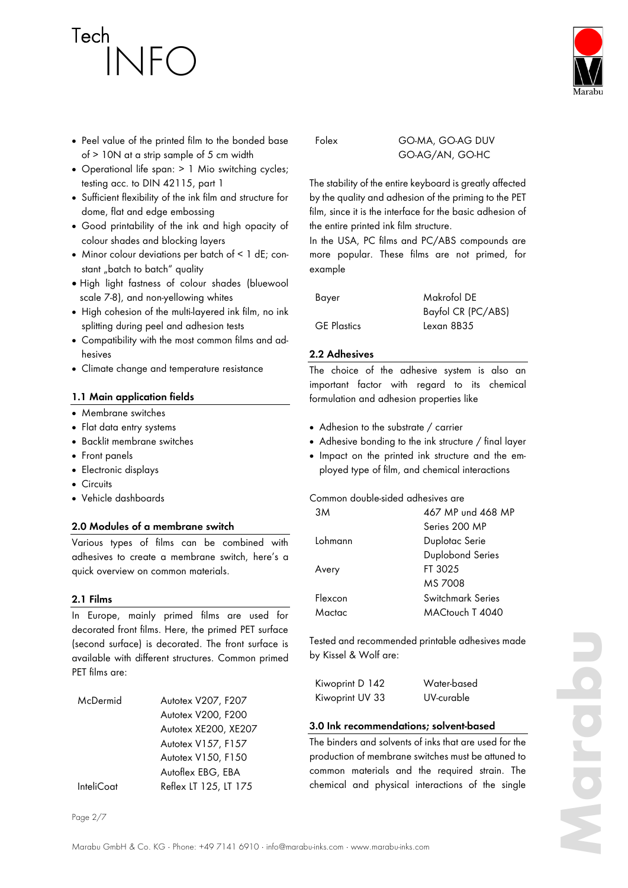- Peel value of the printed film to the bonded base of > 10N at a strip sample of 5 cm width
- Operational life span: > 1 Mio switching cycles; testing acc. to DIN 42115, part 1
- Sufficient flexibility of the ink film and structure for dome, flat and edge embossing
- Good printability of the ink and high opacity of colour shades and blocking layers
- Minor colour deviations per batch of < 1 dE; constant „batch to batch" quality
- High light fastness of colour shades (bluewool scale 7-8), and non-yellowing whites
- High cohesion of the multi-layered ink film, no ink splitting during peel and adhesion tests
- Compatibility with the most common films and adhesives
- Climate change and temperature resistance

## 1.1 Main application fields

- Membrane switches
- Flat data entry systems
- Backlit membrane switches
- Front panels
- Electronic displays
- Circuits
- Vehicle dashboards

## 2.0 Modules of a membrane switch

Various types of films can be combined with adhesives to create a membrane switch, here's a quick overview on common materials.

## 2.1 Films

In Europe, mainly primed films are used for decorated front films. Here, the primed PET surface (second surface) is decorated. The front surface is available with different structures. Common primed PET films are:

| | |
|---|---|
| McDermid | Autotex V207, F207 |
| | Autotex V200, F200 |
| | Autotex XE200, XE207 |
| | Autotex V157, F157 |
| | Autotex V150, F150 |
| | Autoflex EBG, EBA |
| InteliCoat | Reflex LT 125, LT 175 |
| Folex | GO-MA, GO-AG DUV |
| | GO-AG/AN, GO-HC |

The stability of the entire keyboard is greatly affected by the quality and adhesion of the priming to the PET film, since it is the interface for the basic adhesion of the entire printed ink film structure.

In the USA, PC films and PC/ABS compounds are more popular. These films are not primed, for example

| | |
|---|---|
| Bayer | Makrofol DE |
| | Bayfol CR (PC/ABS) |
| GE Plastics | Lexan 8B35 |

## 2.2 Adhesives

The choice of the adhesive system is also an important factor with regard to its chemical formulation and adhesion properties like

- Adhesion to the substrate / carrier
- Adhesive bonding to the ink structure / final layer
- Impact on the printed ink structure and the employed type of film, and chemical interactions

Common double-sided adhesives are

| | |
|---|---|
| 3M | 467 MP und 468 MP |
| | Series 200 MP |
| Lohmann | Duplotac Serie |
| | Duplobond Series |
| Avery | FT 3025 |
| | MS 7008 |
| Flexcon | Switchmark Series |
| Mactac | MACtouch T 4040 |

Tested and recommended printable adhesives made by Kissel & Wolf are:

| | |
|---|---|
| Kiwoprint D 142 | Water-based |
| Kiwoprint UV 33 | UV-curable |

## 3.0 Ink recommendations; solvent-based

The binders and solvents of inks that are used for the production of membrane switches must be attuned to common materials and the required strain. The chemical and physical interactions of the single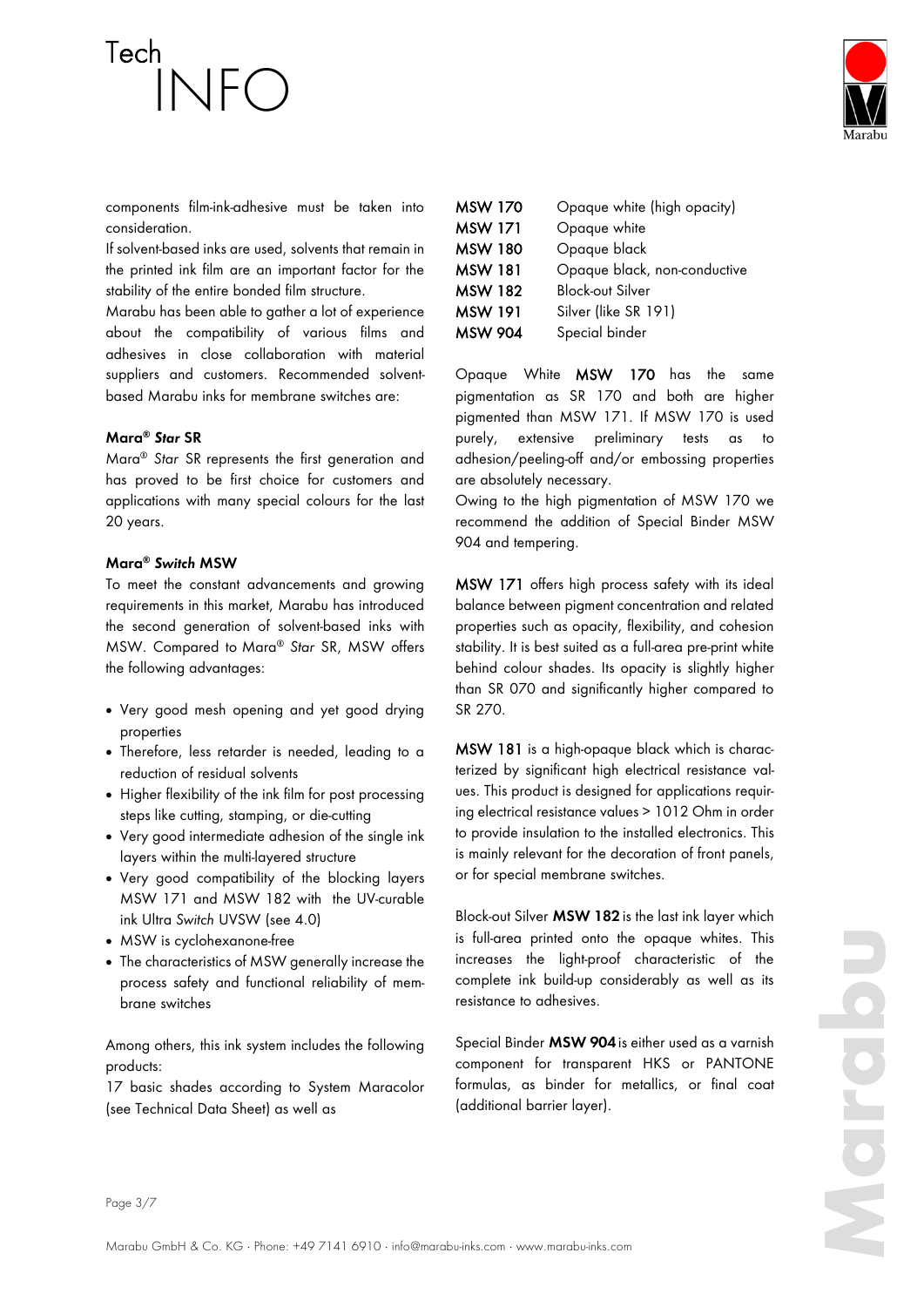components film-ink-adhesive must be taken into consideration.

If solvent-based inks are used, solvents that remain in the printed ink film are an important factor for the stability of the entire bonded film structure.

Marabu has been able to gather a lot of experience about the compatibility of various films and adhesives in close collaboration with material suppliers and customers. Recommended solvent-based Marabu inks for membrane switches are:

#### Mara® *Star* SR

Mara® *Star* SR represents the first generation and has proved to be first choice for customers and applications with many special colours for the last 20 years.

#### Mara® *Switch* MSW

To meet the constant advancements and growing requirements in this market, Marabu has introduced the second generation of solvent-based inks with MSW. Compared to Mara® *Star* SR, MSW offers the following advantages:

- Very good mesh opening and yet good drying properties
- Therefore, less retarder is needed, leading to a reduction of residual solvents
- Higher flexibility of the ink film for post processing steps like cutting, stamping, or die-cutting
- Very good intermediate adhesion of the single ink layers within the multi-layered structure
- Very good compatibility of the blocking layers MSW 171 and MSW 182 with the UV-curable ink Ultra *Switch* UVSW (see 4.0)
- MSW is cyclohexanone-free
- The characteristics of MSW generally increase the process safety and functional reliability of membrane switches

Among others, this ink system includes the following products:

17 basic shades according to System Maracolor (see Technical Data Sheet) as well as

| | |
|---|---|
| **MSW 170** | Opaque white (high opacity) |
| **MSW 171** | Opaque white |
| **MSW 180** | Opaque black |
| **MSW 181** | Opaque black, non-conductive |
| **MSW 182** | Block-out Silver |
| **MSW 191** | Silver (like SR 191) |
| **MSW 904** | Special binder |

Opaque White **MSW 170** has the same pigmentation as SR 170 and both are higher pigmented than MSW 171. If MSW 170 is used purely, extensive preliminary tests as to adhesion/peeling-off and/or embossing properties are absolutely necessary.

Owing to the high pigmentation of MSW 170 we recommend the addition of Special Binder MSW 904 and tempering.

**MSW 171** offers high process safety with its ideal balance between pigment concentration and related properties such as opacity, flexibility, and cohesion stability. It is best suited as a full-area pre-print white behind colour shades. Its opacity is slightly higher than SR 070 and significantly higher compared to SR 270.

**MSW 181** is a high-opaque black which is characterized by significant high electrical resistance values. This product is designed for applications requiring electrical resistance values > 1012 Ohm in order to provide insulation to the installed electronics. This is mainly relevant for the decoration of front panels, or for special membrane switches.

Block-out Silver **MSW 182** is the last ink layer which is full-area printed onto the opaque whites. This increases the light-proof characteristic of the complete ink build-up considerably as well as its resistance to adhesives.

Special Binder **MSW 904** is either used as a varnish component for transparent HKS or PANTONE formulas, as binder for metallics, or final coat (additional barrier layer).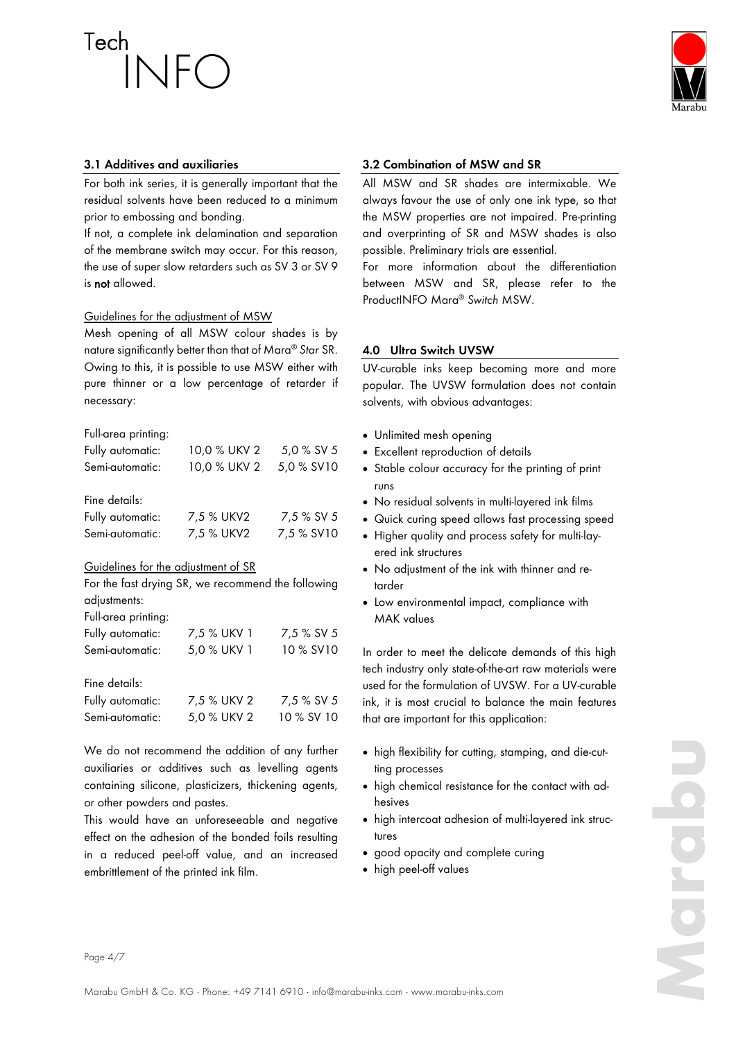### 3.1 Additives and auxiliaries

For both ink series, it is generally important that the residual solvents have been reduced to a minimum prior to embossing and bonding.

If not, a complete ink delamination and separation of the membrane switch may occur. For this reason, the use of super slow retarders such as SV 3 or SV 9 is **not** allowed.

Guidelines for the adjustment of MSW

Mesh opening of all MSW colour shades is by nature significantly better than that of Mara® *Star* SR. Owing to this, it is possible to use MSW either with pure thinner or a low percentage of retarder if necessary:

| Full-area printing: | | |
|---|---|---|
| Fully automatic: | 10,0 % UKV 2 | 5,0 % SV 5 |
| Semi-automatic: | 10,0 % UKV 2 | 5,0 % SV10 |

| Fine details: | | |
|---|---|---|
| Fully automatic: | 7,5 % UKV2 | 7,5 % SV 5 |
| Semi-automatic: | 7,5 % UKV2 | 7,5 % SV10 |

Guidelines for the adjustment of SR

For the fast drying SR, we recommend the following adjustments:

| Full-area printing: | | |
|---|---|---|
| Fully automatic: | 7,5 % UKV 1 | 7,5 % SV 5 |
| Semi-automatic: | 5,0 % UKV 1 | 10 % SV10 |

| Fine details: | | |
|---|---|---|
| Fully automatic: | 7,5 % UKV 2 | 7,5 % SV 5 |
| Semi-automatic: | 5,0 % UKV 2 | 10 % SV 10 |

We do not recommend the addition of any further auxiliaries or additives such as levelling agents containing silicone, plasticizers, thickening agents, or other powders and pastes.

This would have an unforeseeable and negative effect on the adhesion of the bonded foils resulting in a reduced peel-off value, and an increased embrittlement of the printed ink film.

### 3.2 Combination of MSW and SR

All MSW and SR shades are intermixable. We always favour the use of only one ink type, so that the MSW properties are not impaired. Pre-printing and overprinting of SR and MSW shades is also possible. Preliminary trials are essential.

For more information about the differentiation between MSW and SR, please refer to the ProductINFO Mara® *Switch* MSW.

### 4.0 Ultra Switch UVSW

UV-curable inks keep becoming more and more popular. The UVSW formulation does not contain solvents, with obvious advantages:

- Unlimited mesh opening
- Excellent reproduction of details
- Stable colour accuracy for the printing of print runs
- No residual solvents in multi-layered ink films
- Quick curing speed allows fast processing speed
- Higher quality and process safety for multi-layered ink structures
- No adjustment of the ink with thinner and retarder
- Low environmental impact, compliance with MAK values

In order to meet the delicate demands of this high tech industry only state-of-the-art raw materials were used for the formulation of UVSW. For a UV-curable ink, it is most crucial to balance the main features that are important for this application:

- high flexibility for cutting, stamping, and die-cutting processes
- high chemical resistance for the contact with adhesives
- high intercoat adhesion of multi-layered ink structures
- good opacity and complete curing
- high peel-off values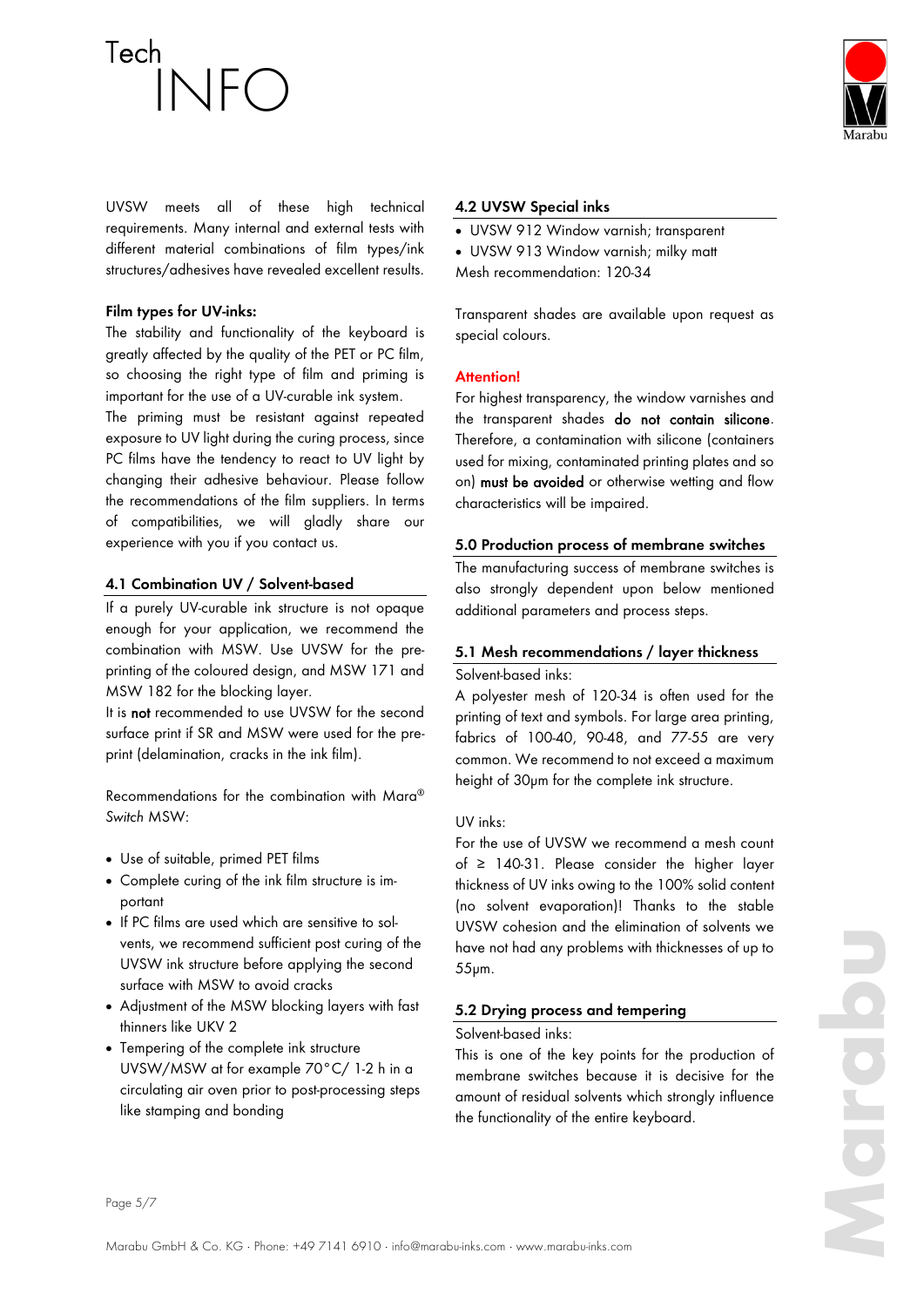UVSW meets all of these high technical requirements. Many internal and external tests with different material combinations of film types/ink structures/adhesives have revealed excellent results.

**Film types for UV-inks:**

The stability and functionality of the keyboard is greatly affected by the quality of the PET or PC film, so choosing the right type of film and priming is important for the use of a UV-curable ink system.
The priming must be resistant against repeated exposure to UV light during the curing process, since PC films have the tendency to react to UV light by changing their adhesive behaviour. Please follow the recommendations of the film suppliers. In terms of compatibilities, we will gladly share our experience with you if you contact us.

## 4.1 Combination UV / Solvent-based

If a purely UV-curable ink structure is not opaque enough for your application, we recommend the combination with MSW. Use UVSW for the pre-printing of the coloured design, and MSW 171 and MSW 182 for the blocking layer.
It is **not** recommended to use UVSW for the second surface print if SR and MSW were used for the pre-print (delamination, cracks in the ink film).

Recommendations for the combination with Mara® *Switch* MSW:

- Use of suitable, primed PET films
- Complete curing of the ink film structure is important
- If PC films are used which are sensitive to solvents, we recommend sufficient post curing of the UVSW ink structure before applying the second surface with MSW to avoid cracks
- Adjustment of the MSW blocking layers with fast thinners like UKV 2
- Tempering of the complete ink structure UVSW/MSW at for example 70°C/ 1-2 h in a circulating air oven prior to post-processing steps like stamping and bonding

## 4.2 UVSW Special inks

- UVSW 912 Window varnish; transparent
- UVSW 913 Window varnish; milky matt

Mesh recommendation: 120-34

Transparent shades are available upon request as special colours.

**Attention!**

For highest transparency, the window varnishes and the transparent shades **do not contain silicone**. Therefore, a contamination with silicone (containers used for mixing, contaminated printing plates and so on) **must be avoided** or otherwise wetting and flow characteristics will be impaired.

## 5.0 Production process of membrane switches

The manufacturing success of membrane switches is also strongly dependent upon below mentioned additional parameters and process steps.

## 5.1 Mesh recommendations / layer thickness

Solvent-based inks:

A polyester mesh of 120-34 is often used for the printing of text and symbols. For large area printing, fabrics of 100-40, 90-48, and *77-55* are very common. We recommend to not exceed a maximum height of 30µm for the complete ink structure.

UV inks:

For the use of UVSW we recommend a mesh count of ≥ 140-31. Please consider the higher layer thickness of UV inks owing to the 100% solid content (no solvent evaporation)! Thanks to the stable UVSW cohesion and the elimination of solvents we have not had any problems with thicknesses of up to 55µm.

## 5.2 Drying process and tempering

Solvent-based inks:

This is one of the key points for the production of membrane switches because it is decisive for the amount of residual solvents which strongly influence the functionality of the entire keyboard.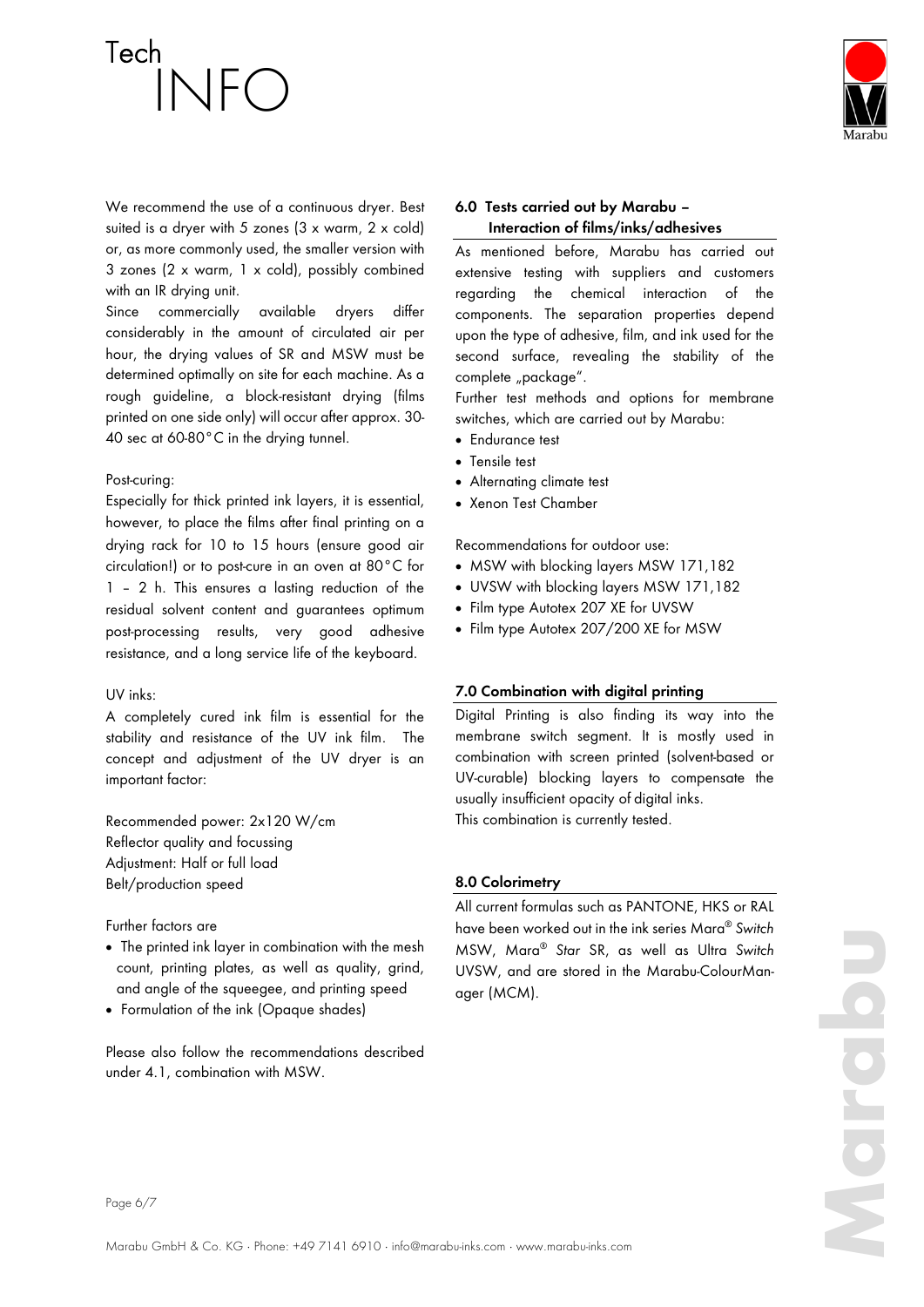We recommend the use of a continuous dryer. Best suited is a dryer with 5 zones (3 x warm, 2 x cold) or, as more commonly used, the smaller version with 3 zones (2 x warm, 1 x cold), possibly combined with an IR drying unit.

Since commercially available dryers differ considerably in the amount of circulated air per hour, the drying values of SR and MSW must be determined optimally on site for each machine. As a rough guideline, a block-resistant drying (films printed on one side only) will occur after approx. 30-40 sec at 60-80°C in the drying tunnel.

Post-curing:

Especially for thick printed ink layers, it is essential, however, to place the films after final printing on a drying rack for 10 to 15 hours (ensure good air circulation!) or to post-cure in an oven at 80°C for 1 – 2 h. This ensures a lasting reduction of the residual solvent content and guarantees optimum post-processing results, very good adhesive resistance, and a long service life of the keyboard.

UV inks:

A completely cured ink film is essential for the stability and resistance of the UV ink film. The concept and adjustment of the UV dryer is an important factor:

Recommended power: 2x120 W/cm
Reflector quality and focussing
Adjustment: Half or full load
Belt/production speed

Further factors are

- The printed ink layer in combination with the mesh count, printing plates, as well as quality, grind, and angle of the squeegee, and printing speed
- Formulation of the ink (Opaque shades)

Please also follow the recommendations described under 4.1, combination with MSW.

## 6.0 Tests carried out by Marabu – Interaction of films/inks/adhesives

As mentioned before, Marabu has carried out extensive testing with suppliers and customers regarding the chemical interaction of the components. The separation properties depend upon the type of adhesive, film, and ink used for the second surface, revealing the stability of the complete „package".

Further test methods and options for membrane switches, which are carried out by Marabu:

- Endurance test
- Tensile test
- Alternating climate test
- Xenon Test Chamber

Recommendations for outdoor use:

- MSW with blocking layers MSW 171,182
- UVSW with blocking layers MSW 171,182
- Film type Autotex 207 XE for UVSW
- Film type Autotex 207/200 XE for MSW

## 7.0 Combination with digital printing

Digital Printing is also finding its way into the membrane switch segment. It is mostly used in combination with screen printed (solvent-based or UV-curable) blocking layers to compensate the usually insufficient opacity of digital inks.
This combination is currently tested.

## 8.0 Colorimetry

All current formulas such as PANTONE, HKS or RAL have been worked out in the ink series Mara® *Switch* MSW, Mara® *Star* SR, as well as Ultra *Switch* UVSW, and are stored in the Marabu-ColourManager (MCM).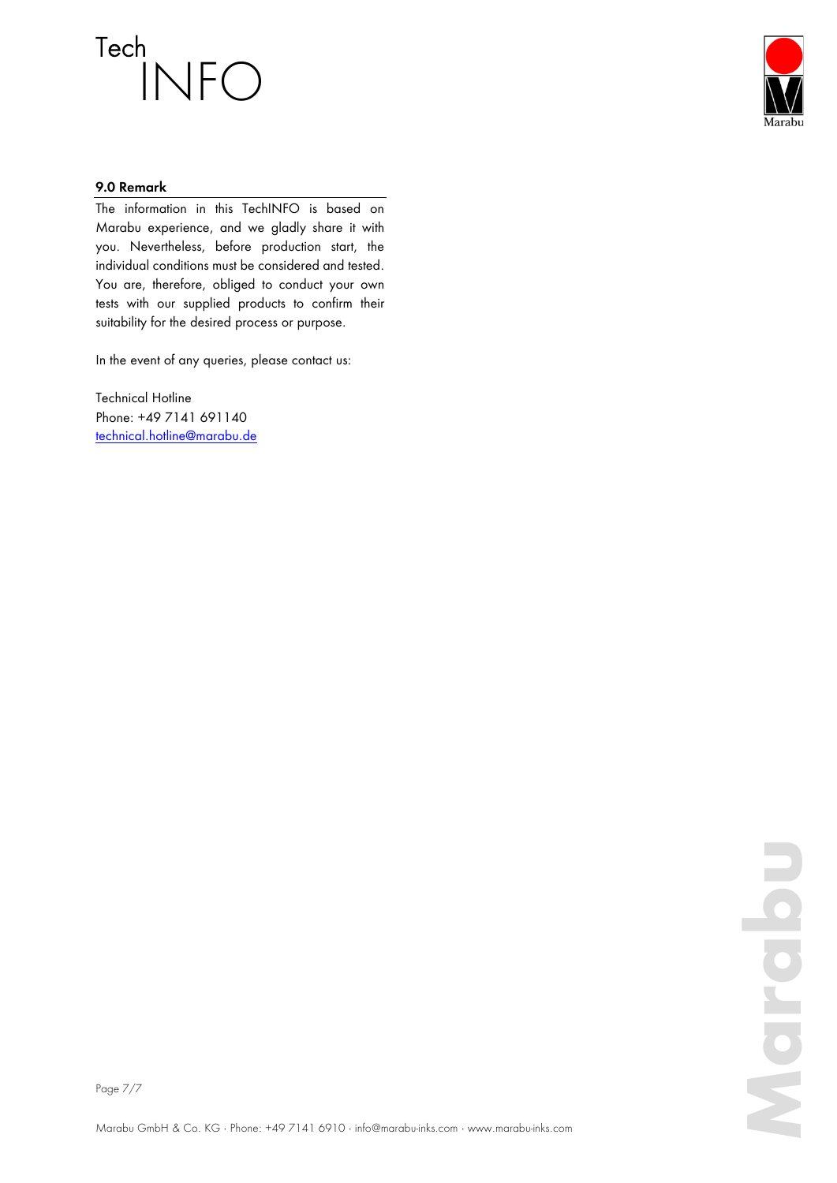## 9.0 Remark

The information in this TechINFO is based on Marabu experience, and we gladly share it with you. Nevertheless, before production start, the individual conditions must be considered and tested. You are, therefore, obliged to conduct your own tests with our supplied products to confirm their suitability for the desired process or purpose.

In the event of any queries, please contact us:

Technical Hotline
Phone: +49 7141 691140
technical.hotline@marabu.de